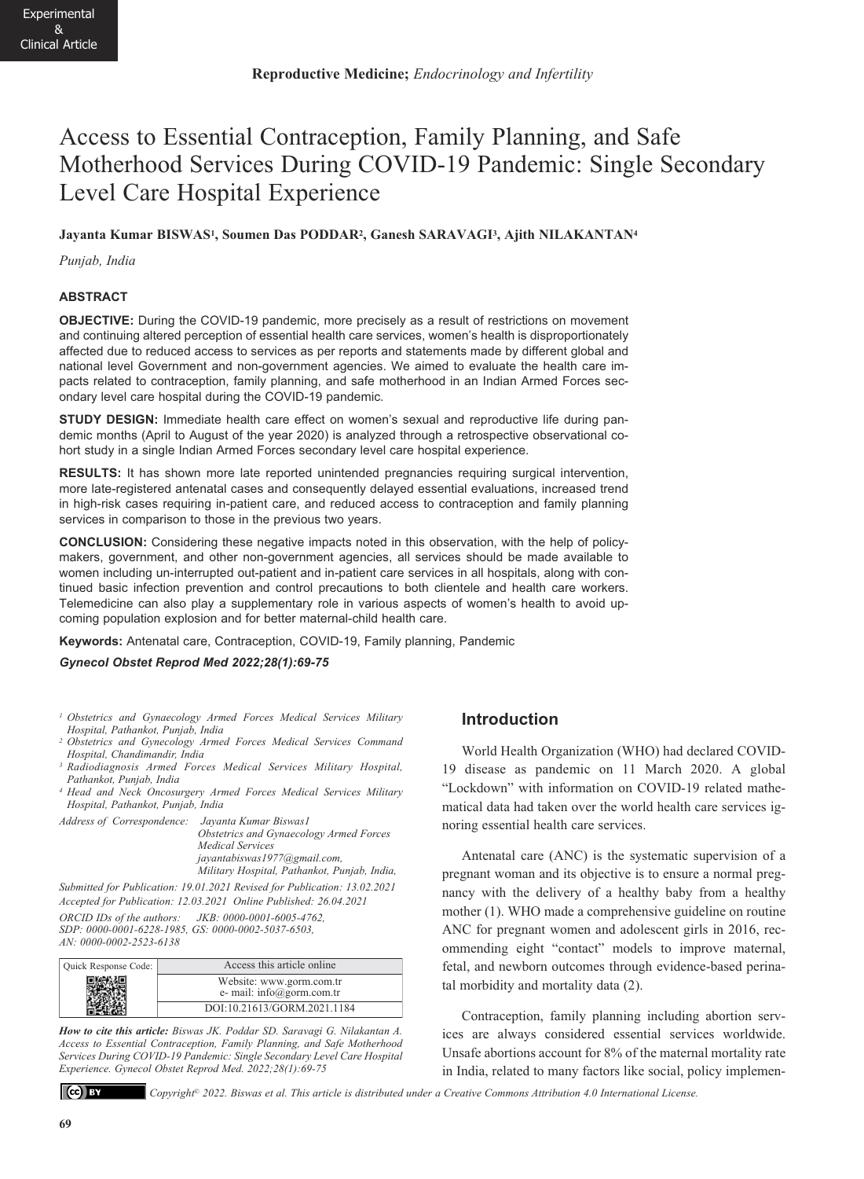Experimental & Clinical Article

**Reproductive Medicine;** *Endocrinology and Infertility*

# Access to Essential Contraception, Family Planning, and Safe Motherhood Services During COVID-19 Pandemic: Single Secondary Level Care Hospital Experience

**Jayanta Kumar BISWAS[1], Soumen Das PODDAR[2], Ganesh SARAVAGI[3], Ajith NILAKANTAN[4]**

*Punjab, India*

## ABSTRACT

**OBJECTIVE:** During the COVID-19 pandemic, more precisely as a result of restrictions on movement and continuing altered perception of essential health care services, women's health is disproportionately affected due to reduced access to services as per reports and statements made by different global and national level Government and non-government agencies. We aimed to evaluate the health care impacts related to contraception, family planning, and safe motherhood in an Indian Armed Forces secondary level care hospital during the COVID-19 pandemic.

**STUDY DESIGN:** Immediate health care effect on women's sexual and reproductive life during pandemic months (April to August of the year 2020) is analyzed through a retrospective observational cohort study in a single Indian Armed Forces secondary level care hospital experience.

**RESULTS:** It has shown more late reported unintended pregnancies requiring surgical intervention, more late-registered antenatal cases and consequently delayed essential evaluations, increased trend in high-risk cases requiring in-patient care, and reduced access to contraception and family planning services in comparison to those in the previous two years.

**CONCLUSION:** Considering these negative impacts noted in this observation, with the help of policy-makers, government, and other non-government agencies, all services should be made available to women including un-interrupted out-patient and in-patient care services in all hospitals, along with continued basic infection prevention and control precautions to both clientele and health care workers. Telemedicine can also play a supplementary role in various aspects of women's health to avoid upcoming population explosion and for better maternal-child health care.

**Keywords:** Antenatal care, Contraception, COVID-19, Family planning, Pandemic

***Gynecol Obstet Reprod Med 2022;28(1):69-75***

*[1] Obstetrics and Gynaecology Armed Forces Medical Services Military Hospital, Pathankot, Punjab, India*
*[2] Obstetrics and Gynecology Armed Forces Medical Services Command Hospital, Chandimandir, India*
*[3] Radiodiagnosis Armed Forces Medical Services Military Hospital, Pathankot, Punjab, India*
*[4] Head and Neck Oncosurgery Armed Forces Medical Services Military Hospital, Pathankot, Punjab, India*

*Address of Correspondence: Jayanta Kumar Biswas1*
*Obstetrics and Gynaecology Armed Forces Medical Services*
*jayantabiswas1977@gmail.com,*
*Military Hospital, Pathankot, Punjab, India,*

*Submitted for Publication: 19.01.2021 Revised for Publication: 13.02.2021*
*Accepted for Publication: 12.03.2021 Online Published: 26.04.2021*

*ORCID IDs of the authors: JKB: 0000-0001-6005-4762, SDP: 0000-0001-6228-1985, GS: 0000-0002-5037-6503, AN: 0000-0002-2523-6138*

| Quick Response Code: | Access this article online |
|---|---|
| | Website: www.gorm.com.tr<br>e- mail: info@gorm.com.tr |
| | DOI:10.21613/GORM.2021.1184 |

***How to cite this article:*** *Biswas JK. Poddar SD. Saravagi G. Nilakantan A. Access to Essential Contraception, Family Planning, and Safe Motherhood Services During COVID-19 Pandemic: Single Secondary Level Care Hospital Experience. Gynecol Obstet Reprod Med. 2022;28(1):69-75*

*Copyright© 2022. Biswas et al. This article is distributed under a Creative Commons Attribution 4.0 International License.*

## Introduction

World Health Organization (WHO) had declared COVID-19 disease as pandemic on 11 March 2020. A global "Lockdown" with information on COVID-19 related mathematical data had taken over the world health care services ignoring essential health care services.

Antenatal care (ANC) is the systematic supervision of a pregnant woman and its objective is to ensure a normal pregnancy with the delivery of a healthy baby from a healthy mother (1). WHO made a comprehensive guideline on routine ANC for pregnant women and adolescent girls in 2016, recommending eight "contact" models to improve maternal, fetal, and newborn outcomes through evidence-based perinatal morbidity and mortality data (2).

Contraception, family planning including abortion services are always considered essential services worldwide. Unsafe abortions account for 8% of the maternal mortality rate in India, related to many factors like social, policy implemen-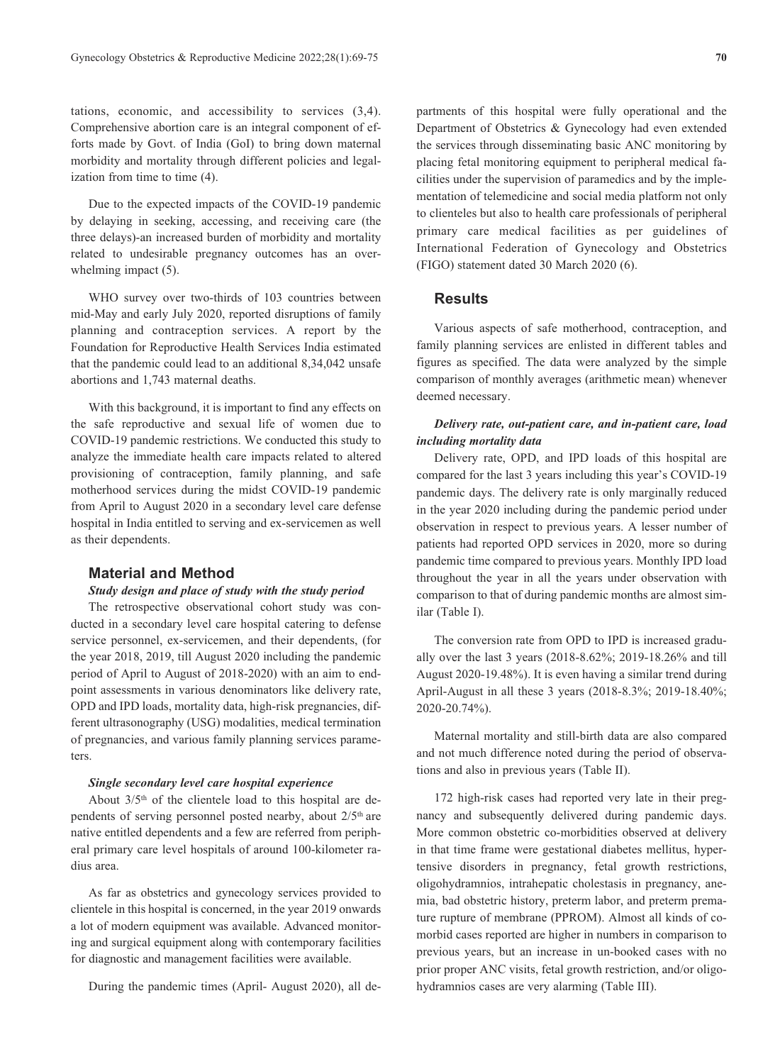tations, economic, and accessibility to services (3,4). Comprehensive abortion care is an integral component of efforts made by Govt. of India (GoI) to bring down maternal morbidity and mortality through different policies and legalization from time to time (4).

Due to the expected impacts of the COVID-19 pandemic by delaying in seeking, accessing, and receiving care (the three delays)-an increased burden of morbidity and mortality related to undesirable pregnancy outcomes has an overwhelming impact (5).

WHO survey over two-thirds of 103 countries between mid-May and early July 2020, reported disruptions of family planning and contraception services. A report by the Foundation for Reproductive Health Services India estimated that the pandemic could lead to an additional 8,34,042 unsafe abortions and 1,743 maternal deaths.

With this background, it is important to find any effects on the safe reproductive and sexual life of women due to COVID-19 pandemic restrictions. We conducted this study to analyze the immediate health care impacts related to altered provisioning of contraception, family planning, and safe motherhood services during the midst COVID-19 pandemic from April to August 2020 in a secondary level care defense hospital in India entitled to serving and ex-servicemen as well as their dependents.

## Material and Method

### *Study design and place of study with the study period*

The retrospective observational cohort study was conducted in a secondary level care hospital catering to defense service personnel, ex-servicemen, and their dependents, (for the year 2018, 2019, till August 2020 including the pandemic period of April to August of 2018-2020) with an aim to endpoint assessments in various denominators like delivery rate, OPD and IPD loads, mortality data, high-risk pregnancies, different ultrasonography (USG) modalities, medical termination of pregnancies, and various family planning services parameters.

### *Single secondary level care hospital experience*

About 3/5th of the clientele load to this hospital are dependents of serving personnel posted nearby, about 2/5th are native entitled dependents and a few are referred from peripheral primary care level hospitals of around 100-kilometer radius area.

As far as obstetrics and gynecology services provided to clientele in this hospital is concerned, in the year 2019 onwards a lot of modern equipment was available. Advanced monitoring and surgical equipment along with contemporary facilities for diagnostic and management facilities were available.

During the pandemic times (April- August 2020), all departments of this hospital were fully operational and the Department of Obstetrics & Gynecology had even extended the services through disseminating basic ANC monitoring by placing fetal monitoring equipment to peripheral medical facilities under the supervision of paramedics and by the implementation of telemedicine and social media platform not only to clienteles but also to health care professionals of peripheral primary care medical facilities as per guidelines of International Federation of Gynecology and Obstetrics (FIGO) statement dated 30 March 2020 (6).

## Results

Various aspects of safe motherhood, contraception, and family planning services are enlisted in different tables and figures as specified. The data were analyzed by the simple comparison of monthly averages (arithmetic mean) whenever deemed necessary.

### *Delivery rate, out-patient care, and in-patient care, load including mortality data*

Delivery rate, OPD, and IPD loads of this hospital are compared for the last 3 years including this year's COVID-19 pandemic days. The delivery rate is only marginally reduced in the year 2020 including during the pandemic period under observation in respect to previous years. A lesser number of patients had reported OPD services in 2020, more so during pandemic time compared to previous years. Monthly IPD load throughout the year in all the years under observation with comparison to that of during pandemic months are almost similar (Table I).

The conversion rate from OPD to IPD is increased gradually over the last 3 years (2018-8.62%; 2019-18.26% and till August 2020-19.48%). It is even having a similar trend during April-August in all these 3 years (2018-8.3%; 2019-18.40%; 2020-20.74%).

Maternal mortality and still-birth data are also compared and not much difference noted during the period of observations and also in previous years (Table II).

172 high-risk cases had reported very late in their pregnancy and subsequently delivered during pandemic days. More common obstetric co-morbidities observed at delivery in that time frame were gestational diabetes mellitus, hypertensive disorders in pregnancy, fetal growth restrictions, oligohydramnios, intrahepatic cholestasis in pregnancy, anemia, bad obstetric history, preterm labor, and preterm premature rupture of membrane (PPROM). Almost all kinds of comorbid cases reported are higher in numbers in comparison to previous years, but an increase in un-booked cases with no prior proper ANC visits, fetal growth restriction, and/or oligohydramnios cases are very alarming (Table III).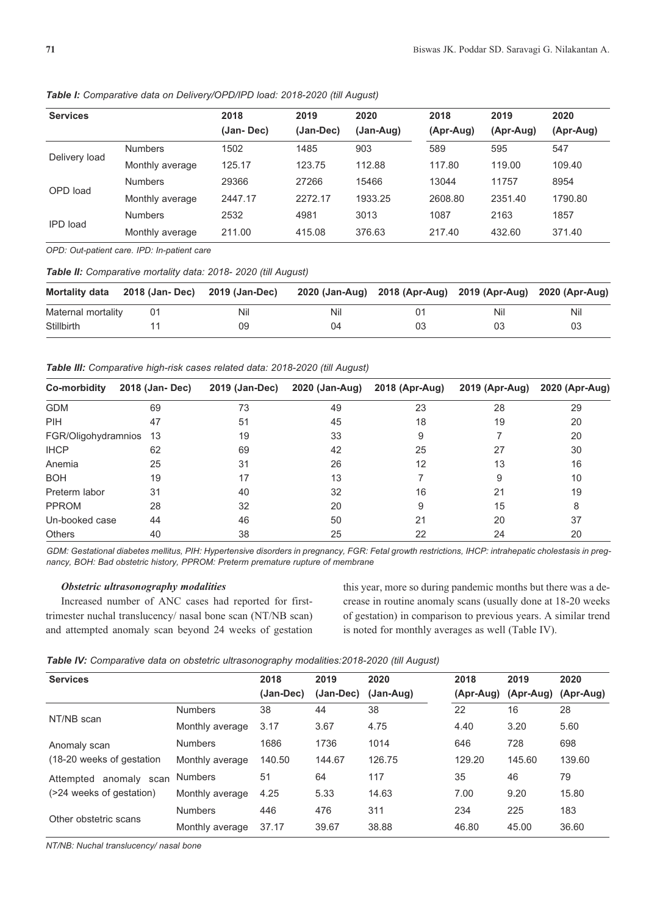*Table I: Comparative data on Delivery/OPD/IPD load: 2018-2020 (till August)*

| Services | | 2018 (Jan- Dec) | 2019 (Jan-Dec) | 2020 (Jan-Aug) | 2018 (Apr-Aug) | 2019 (Apr-Aug) | 2020 (Apr-Aug) |
|---|---|---|---|---|---|---|---|
| Delivery load | Numbers | 1502 | 1485 | 903 | 589 | 595 | 547 |
| | Monthly average | 125.17 | 123.75 | 112.88 | 117.80 | 119.00 | 109.40 |
| OPD load | Numbers | 29366 | 27266 | 15466 | 13044 | 11757 | 8954 |
| | Monthly average | 2447.17 | 2272.17 | 1933.25 | 2608.80 | 2351.40 | 1790.80 |
| IPD load | Numbers | 2532 | 4981 | 3013 | 1087 | 2163 | 1857 |
| | Monthly average | 211.00 | 415.08 | 376.63 | 217.40 | 432.60 | 371.40 |

*OPD: Out-patient care. IPD: In-patient care*

*Table II: Comparative mortality data: 2018- 2020 (till August)*

| Mortality data | 2018 (Jan- Dec) | 2019 (Jan-Dec) | 2020 (Jan-Aug) | 2018 (Apr-Aug) | 2019 (Apr-Aug) | 2020 (Apr-Aug) |
|---|---|---|---|---|---|---|
| Maternal mortality | 01 | Nil | Nil | 01 | Nil | Nil |
| Stillbirth | 11 | 09 | 04 | 03 | 03 | 03 |

*Table III: Comparative high-risk cases related data: 2018-2020 (till August)*

| Co-morbidity | 2018 (Jan- Dec) | 2019 (Jan-Dec) | 2020 (Jan-Aug) | 2018 (Apr-Aug) | 2019 (Apr-Aug) | 2020 (Apr-Aug) |
|---|---|---|---|---|---|---|
| GDM | 69 | 73 | 49 | 23 | 28 | 29 |
| PIH | 47 | 51 | 45 | 18 | 19 | 20 |
| FGR/Oligohydramnios | 13 | 19 | 33 | 9 | 7 | 20 |
| IHCP | 62 | 69 | 42 | 25 | 27 | 30 |
| Anemia | 25 | 31 | 26 | 12 | 13 | 16 |
| BOH | 19 | 17 | 13 | 7 | 9 | 10 |
| Preterm labor | 31 | 40 | 32 | 16 | 21 | 19 |
| PPROM | 28 | 32 | 20 | 9 | 15 | 8 |
| Un-booked case | 44 | 46 | 50 | 21 | 20 | 37 |
| Others | 40 | 38 | 25 | 22 | 24 | 20 |

*GDM: Gestational diabetes mellitus, PIH: Hypertensive disorders in pregnancy, FGR: Fetal growth restrictions, IHCP: intrahepatic cholestasis in pregnancy, BOH: Bad obstetric history, PPROM: Preterm premature rupture of membrane*

### *Obstetric ultrasonography modalities*

Increased number of ANC cases had reported for first-trimester nuchal translucency/ nasal bone scan (NT/NB scan) and attempted anomaly scan beyond 24 weeks of gestation this year, more so during pandemic months but there was a decrease in routine anomaly scans (usually done at 18-20 weeks of gestation) in comparison to previous years. A similar trend is noted for monthly averages as well (Table IV).

*Table IV: Comparative data on obstetric ultrasonography modalities:2018-2020 (till August)*

| Services | | 2018 (Jan-Dec) | 2019 (Jan-Dec) | 2020 (Jan-Aug) | 2018 (Apr-Aug) | 2019 (Apr-Aug) | 2020 (Apr-Aug) |
|---|---|---|---|---|---|---|---|
| NT/NB scan | Numbers | 38 | 44 | 38 | 22 | 16 | 28 |
| | Monthly average | 3.17 | 3.67 | 4.75 | 4.40 | 3.20 | 5.60 |
| Anomaly scan (18-20 weeks of gestation | Numbers | 1686 | 1736 | 1014 | 646 | 728 | 698 |
| | Monthly average | 140.50 | 144.67 | 126.75 | 129.20 | 145.60 | 139.60 |
| Attempted anomaly scan (>24 weeks of gestation) | Numbers | 51 | 64 | 117 | 35 | 46 | 79 |
| | Monthly average | 4.25 | 5.33 | 14.63 | 7.00 | 9.20 | 15.80 |
| Other obstetric scans | Numbers | 446 | 476 | 311 | 234 | 225 | 183 |
| | Monthly average | 37.17 | 39.67 | 38.88 | 46.80 | 45.00 | 36.60 |

*NT/NB: Nuchal translucency/ nasal bone*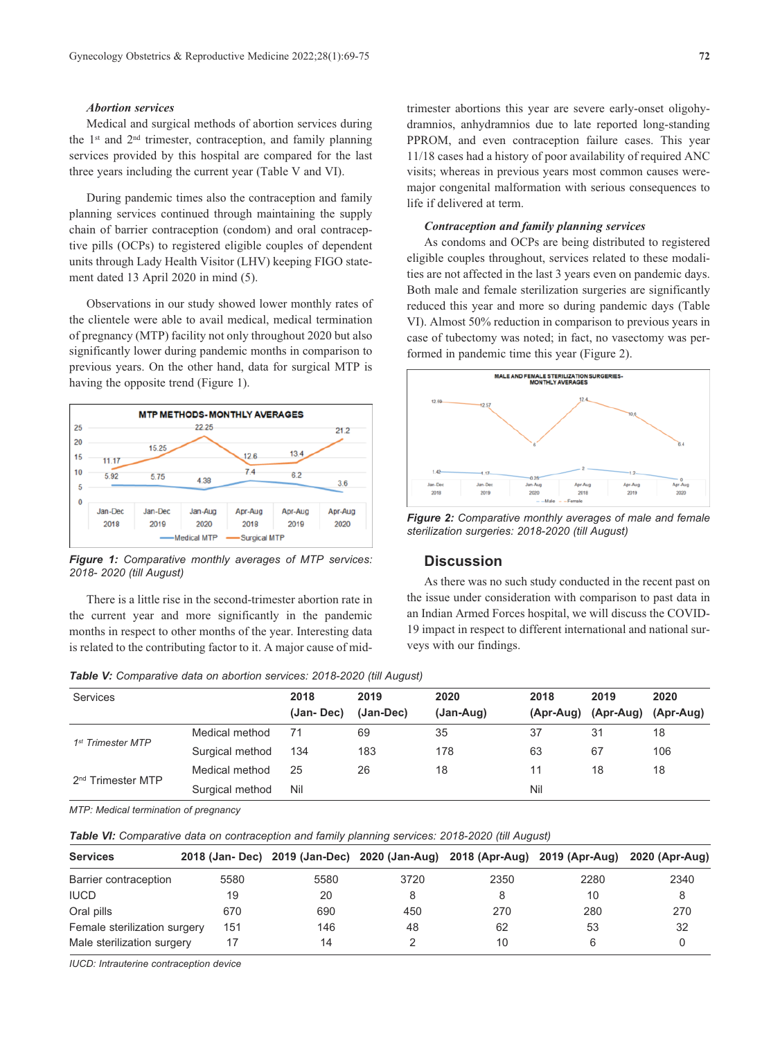### *Abortion services*

Medical and surgical methods of abortion services during the 1st and 2nd trimester, contraception, and family planning services provided by this hospital are compared for the last three years including the current year (Table V and VI).

During pandemic times also the contraception and family planning services continued through maintaining the supply chain of barrier contraception (condom) and oral contraceptive pills (OCPs) to registered eligible couples of dependent units through Lady Health Visitor (LHV) keeping FIGO statement dated 13 April 2020 in mind (5).

Observations in our study showed lower monthly rates of the clientele were able to avail medical, medical termination of pregnancy (MTP) facility not only throughout 2020 but also significantly lower during pandemic months in comparison to previous years. On the other hand, data for surgical MTP is having the opposite trend (Figure 1).

***Figure 1:*** *Comparative monthly averages of MTP services: 2018- 2020 (till August)*

There is a little rise in the second-trimester abortion rate in the current year and more significantly in the pandemic months in respect to other months of the year. Interesting data is related to the contributing factor to it. A major cause of mid-trimester abortions this year are severe early-onset oligohydramnios, anhydramnios due to late reported long-standing PPROM, and even contraception failure cases. This year 11/18 cases had a history of poor availability of required ANC visits; whereas in previous years most common causes were-major congenital malformation with serious consequences to life if delivered at term.

### *Contraception and family planning services*

As condoms and OCPs are being distributed to registered eligible couples throughout, services related to these modalities are not affected in the last 3 years even on pandemic days. Both male and female sterilization surgeries are significantly reduced this year and more so during pandemic days (Table VI). Almost 50% reduction in comparison to previous years in case of tubectomy was noted; in fact, no vasectomy was performed in pandemic time this year (Figure 2).

***Figure 2:*** *Comparative monthly averages of male and female sterilization surgeries: 2018-2020 (till August)*

## Discussion

As there was no such study conducted in the recent past on the issue under consideration with comparison to past data in an Indian Armed Forces hospital, we will discuss the COVID-19 impact in respect to different international and national surveys with our findings.

***Table V:*** *Comparative data on abortion services: 2018-2020 (till August)*

| Services | | 2018 (Jan- Dec) | 2019 (Jan-Dec) | 2020 (Jan-Aug) | 2018 (Apr-Aug) | 2019 (Apr-Aug) | 2020 (Apr-Aug) |
|---|---|---|---|---|---|---|---|
| 1st Trimester MTP | Medical method | 71 | 69 | 35 | 37 | 31 | 18 |
| | Surgical method | 134 | 183 | 178 | 63 | 67 | 106 |
| 2nd Trimester MTP | Medical method | 25 | 26 | 18 | 11 | 18 | 18 |
| | Surgical method | Nil | | | Nil | | |

*MTP: Medical termination of pregnancy*

***Table VI:*** *Comparative data on contraception and family planning services: 2018-2020 (till August)*

| Services | 2018 (Jan- Dec) | 2019 (Jan-Dec) | 2020 (Jan-Aug) | 2018 (Apr-Aug) | 2019 (Apr-Aug) | 2020 (Apr-Aug) |
|---|---|---|---|---|---|---|
| Barrier contraception | 5580 | 5580 | 3720 | 2350 | 2280 | 2340 |
| IUCD | 19 | 20 | 8 | 8 | 10 | 8 |
| Oral pills | 670 | 690 | 450 | 270 | 280 | 270 |
| Female sterilization surgery | 151 | 146 | 48 | 62 | 53 | 32 |
| Male sterilization surgery | 17 | 14 | 2 | 10 | 6 | 0 |

*IUCD: Intrauterine contraception device*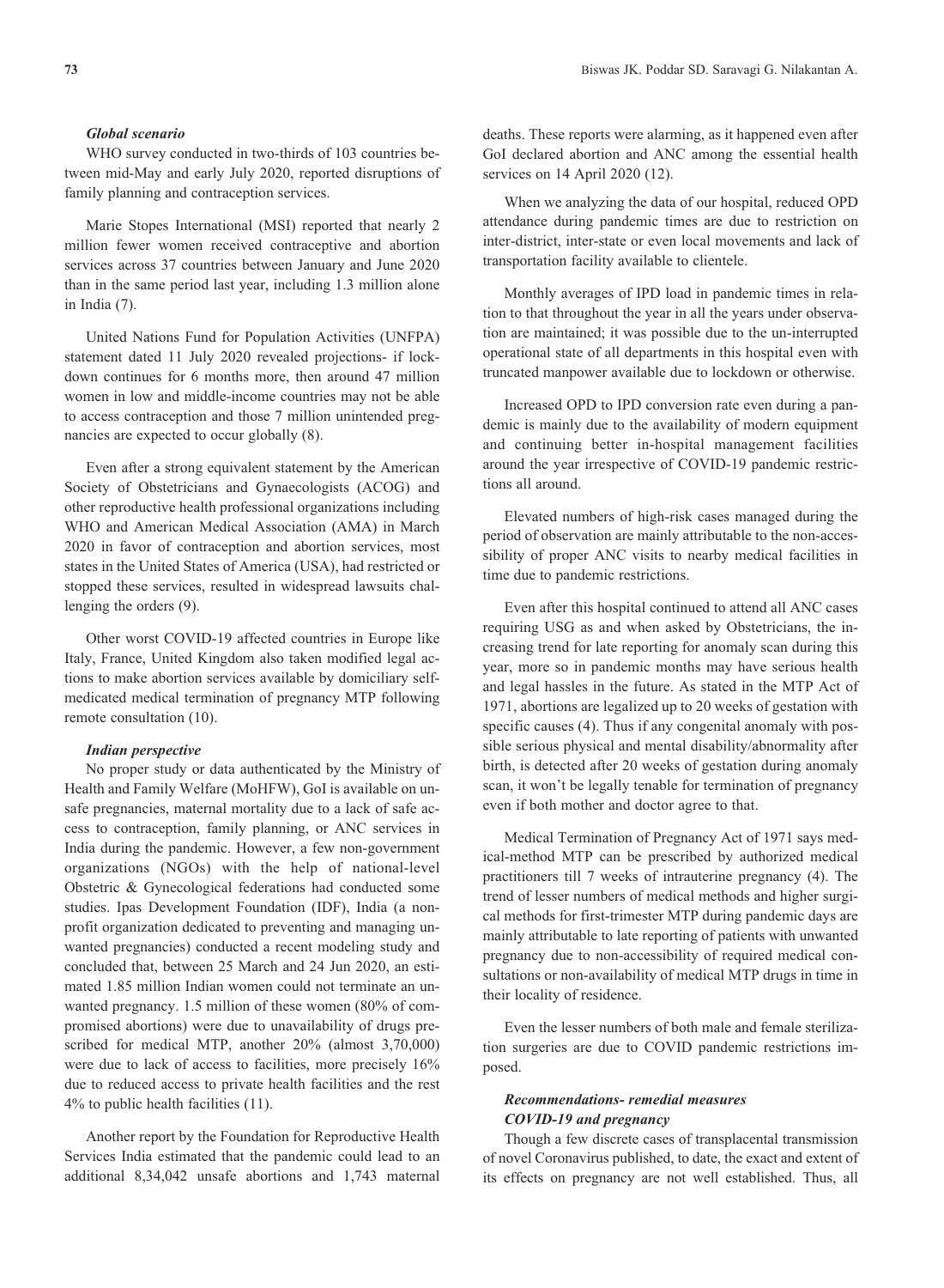### *Global scenario*

WHO survey conducted in two-thirds of 103 countries between mid-May and early July 2020, reported disruptions of family planning and contraception services.

Marie Stopes International (MSI) reported that nearly 2 million fewer women received contraceptive and abortion services across 37 countries between January and June 2020 than in the same period last year, including 1.3 million alone in India (7).

United Nations Fund for Population Activities (UNFPA) statement dated 11 July 2020 revealed projections- if lockdown continues for 6 months more, then around 47 million women in low and middle-income countries may not be able to access contraception and those 7 million unintended pregnancies are expected to occur globally (8).

Even after a strong equivalent statement by the American Society of Obstetricians and Gynaecologists (ACOG) and other reproductive health professional organizations including WHO and American Medical Association (AMA) in March 2020 in favor of contraception and abortion services, most states in the United States of America (USA), had restricted or stopped these services, resulted in widespread lawsuits challenging the orders (9).

Other worst COVID-19 affected countries in Europe like Italy, France, United Kingdom also taken modified legal actions to make abortion services available by domiciliary self-medicated medical termination of pregnancy MTP following remote consultation (10).

### *Indian perspective*

No proper study or data authenticated by the Ministry of Health and Family Welfare (MoHFW), GoI is available on unsafe pregnancies, maternal mortality due to a lack of safe access to contraception, family planning, or ANC services in India during the pandemic. However, a few non-government organizations (NGOs) with the help of national-level Obstetric & Gynecological federations had conducted some studies. Ipas Development Foundation (IDF), India (a non-profit organization dedicated to preventing and managing unwanted pregnancies) conducted a recent modeling study and concluded that, between 25 March and 24 Jun 2020, an estimated 1.85 million Indian women could not terminate an unwanted pregnancy. 1.5 million of these women (80% of compromised abortions) were due to unavailability of drugs prescribed for medical MTP, another 20% (almost 3,70,000) were due to lack of access to facilities, more precisely 16% due to reduced access to private health facilities and the rest 4% to public health facilities (11).

Another report by the Foundation for Reproductive Health Services India estimated that the pandemic could lead to an additional 8,34,042 unsafe abortions and 1,743 maternal deaths. These reports were alarming, as it happened even after GoI declared abortion and ANC among the essential health services on 14 April 2020 (12).

When we analyzing the data of our hospital, reduced OPD attendance during pandemic times are due to restriction on inter-district, inter-state or even local movements and lack of transportation facility available to clientele.

Monthly averages of IPD load in pandemic times in relation to that throughout the year in all the years under observation are maintained; it was possible due to the un-interrupted operational state of all departments in this hospital even with truncated manpower available due to lockdown or otherwise.

Increased OPD to IPD conversion rate even during a pandemic is mainly due to the availability of modern equipment and continuing better in-hospital management facilities around the year irrespective of COVID-19 pandemic restrictions all around.

Elevated numbers of high-risk cases managed during the period of observation are mainly attributable to the non-accessibility of proper ANC visits to nearby medical facilities in time due to pandemic restrictions.

Even after this hospital continued to attend all ANC cases requiring USG as and when asked by Obstetricians, the increasing trend for late reporting for anomaly scan during this year, more so in pandemic months may have serious health and legal hassles in the future. As stated in the MTP Act of 1971, abortions are legalized up to 20 weeks of gestation with specific causes (4). Thus if any congenital anomaly with possible serious physical and mental disability/abnormality after birth, is detected after 20 weeks of gestation during anomaly scan, it won't be legally tenable for termination of pregnancy even if both mother and doctor agree to that.

Medical Termination of Pregnancy Act of 1971 says medical-method MTP can be prescribed by authorized medical practitioners till 7 weeks of intrauterine pregnancy (4). The trend of lesser numbers of medical methods and higher surgical methods for first-trimester MTP during pandemic days are mainly attributable to late reporting of patients with unwanted pregnancy due to non-accessibility of required medical consultations or non-availability of medical MTP drugs in time in their locality of residence.

Even the lesser numbers of both male and female sterilization surgeries are due to COVID pandemic restrictions imposed.

### *Recommendations- remedial measures*

### *COVID-19 and pregnancy*

Though a few discrete cases of transplacental transmission of novel Coronavirus published, to date, the exact and extent of its effects on pregnancy are not well established. Thus, all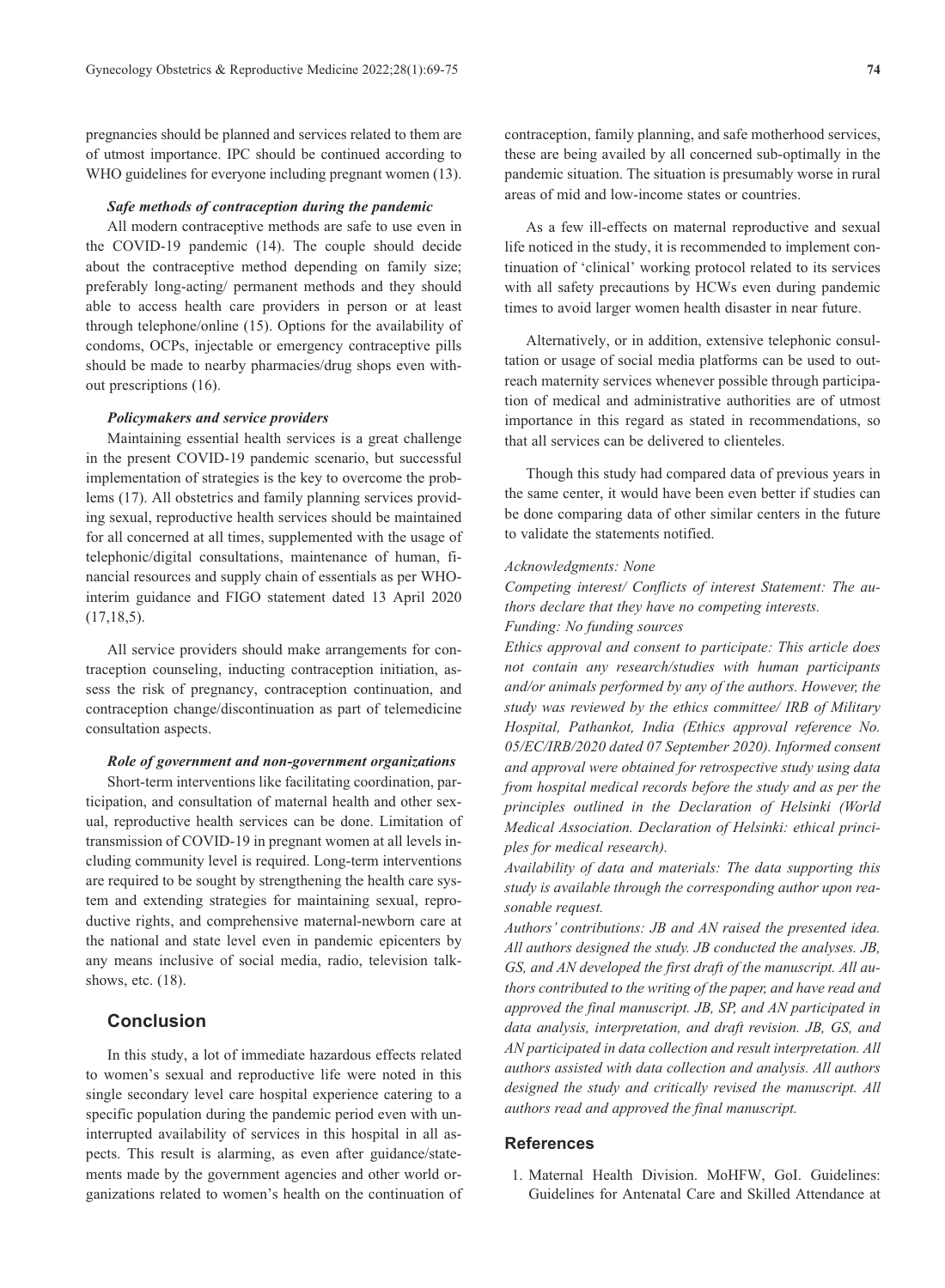pregnancies should be planned and services related to them are of utmost importance. IPC should be continued according to WHO guidelines for everyone including pregnant women (13).

#### *Safe methods of contraception during the pandemic*

All modern contraceptive methods are safe to use even in the COVID-19 pandemic (14). The couple should decide about the contraceptive method depending on family size; preferably long-acting/ permanent methods and they should able to access health care providers in person or at least through telephone/online (15). Options for the availability of condoms, OCPs, injectable or emergency contraceptive pills should be made to nearby pharmacies/drug shops even without prescriptions (16).

#### *Policymakers and service providers*

Maintaining essential health services is a great challenge in the present COVID-19 pandemic scenario, but successful implementation of strategies is the key to overcome the problems (17). All obstetrics and family planning services providing sexual, reproductive health services should be maintained for all concerned at all times, supplemented with the usage of telephonic/digital consultations, maintenance of human, financial resources and supply chain of essentials as per WHO-interim guidance and FIGO statement dated 13 April 2020 (17,18,5).

All service providers should make arrangements for contraception counseling, inducting contraception initiation, assess the risk of pregnancy, contraception continuation, and contraception change/discontinuation as part of telemedicine consultation aspects.

#### *Role of government and non-government organizations*

Short-term interventions like facilitating coordination, participation, and consultation of maternal health and other sexual, reproductive health services can be done. Limitation of transmission of COVID-19 in pregnant women at all levels including community level is required. Long-term interventions are required to be sought by strengthening the health care system and extending strategies for maintaining sexual, reproductive rights, and comprehensive maternal-newborn care at the national and state level even in pandemic epicenters by any means inclusive of social media, radio, television talk-shows, etc. (18).

## Conclusion

In this study, a lot of immediate hazardous effects related to women's sexual and reproductive life were noted in this single secondary level care hospital experience catering to a specific population during the pandemic period even with uninterrupted availability of services in this hospital in all aspects. This result is alarming, as even after guidance/statements made by the government agencies and other world organizations related to women's health on the continuation of contraception, family planning, and safe motherhood services, these are being availed by all concerned sub-optimally in the pandemic situation. The situation is presumably worse in rural areas of mid and low-income states or countries.

As a few ill-effects on maternal reproductive and sexual life noticed in the study, it is recommended to implement continuation of 'clinical' working protocol related to its services with all safety precautions by HCWs even during pandemic times to avoid larger women health disaster in near future.

Alternatively, or in addition, extensive telephonic consultation or usage of social media platforms can be used to outreach maternity services whenever possible through participation of medical and administrative authorities are of utmost importance in this regard as stated in recommendations, so that all services can be delivered to clienteles.

Though this study had compared data of previous years in the same center, it would have been even better if studies can be done comparing data of other similar centers in the future to validate the statements notified.

*Acknowledgments: None*

*Competing interest/ Conflicts of interest Statement: The authors declare that they have no competing interests.*

*Funding: No funding sources*

*Ethics approval and consent to participate: This article does not contain any research/studies with human participants and/or animals performed by any of the authors. However, the study was reviewed by the ethics committee/ IRB of Military Hospital, Pathankot, India (Ethics approval reference No. 05/EC/IRB/2020 dated 07 September 2020). Informed consent and approval were obtained for retrospective study using data from hospital medical records before the study and as per the principles outlined in the Declaration of Helsinki (World Medical Association. Declaration of Helsinki: ethical principles for medical research).*

*Availability of data and materials: The data supporting this study is available through the corresponding author upon reasonable request.*

*Authors' contributions: JB and AN raised the presented idea. All authors designed the study. JB conducted the analyses. JB, GS, and AN developed the first draft of the manuscript. All authors contributed to the writing of the paper, and have read and approved the final manuscript. JB, SP, and AN participated in data analysis, interpretation, and draft revision. JB, GS, and AN participated in data collection and result interpretation. All authors assisted with data collection and analysis. All authors designed the study and critically revised the manuscript. All authors read and approved the final manuscript.*

## References

1. Maternal Health Division. MoHFW, GoI. Guidelines: Guidelines for Antenatal Care and Skilled Attendance at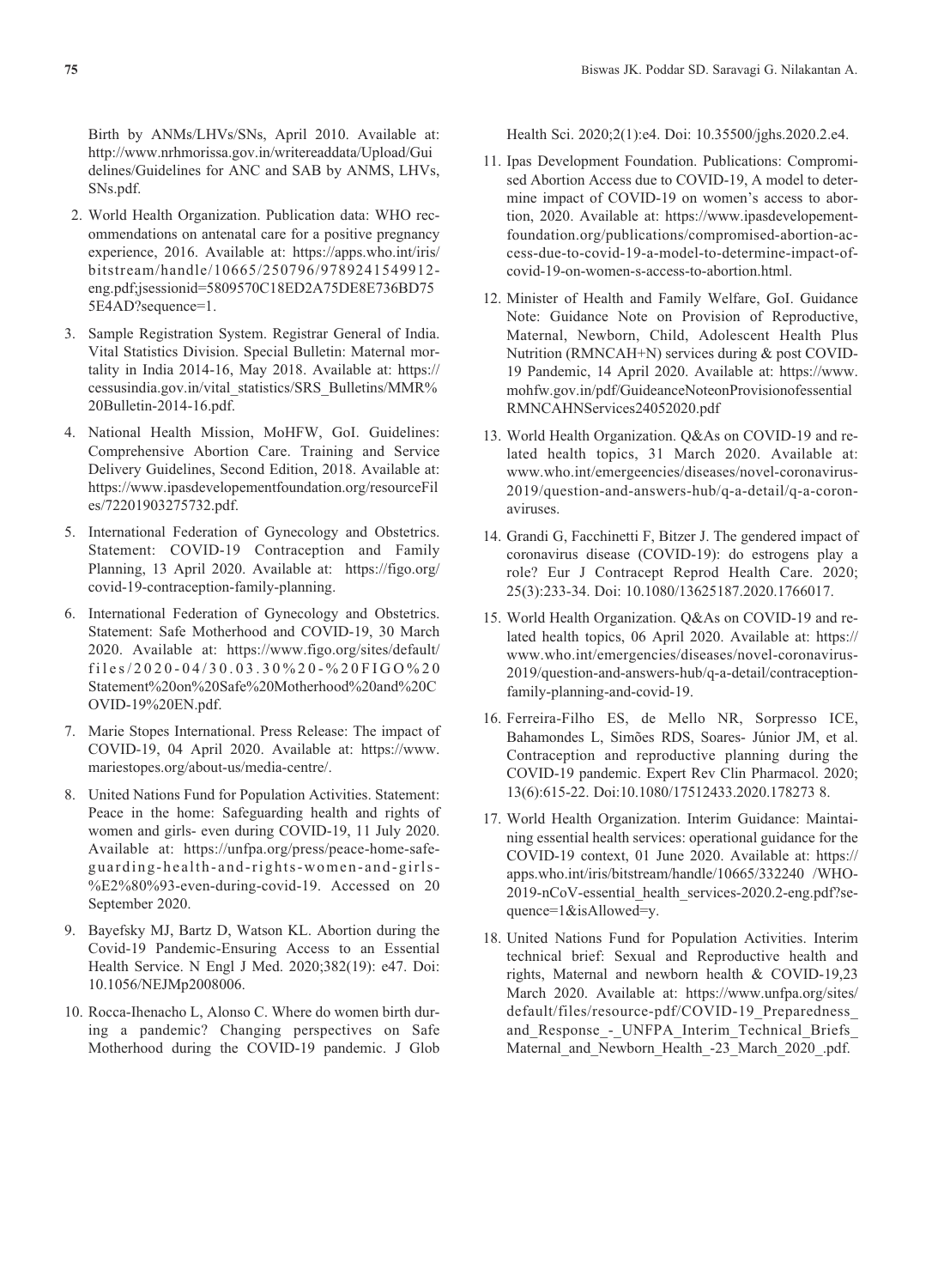Birth by ANMs/LHVs/SNs, April 2010. Available at: http://www.nrhmorissa.gov.in/writereaddata/Upload/Guidelines/Guidelines for ANC and SAB by ANMS, LHVs, SNs.pdf.

2. World Health Organization. Publication data: WHO recommendations on antenatal care for a positive pregnancy experience, 2016. Available at: https://apps.who.int/iris/bitstream/handle/10665/250796/9789241549912-eng.pdf;jsessionid=5809570C18ED2A75DE8E736BD755E4AD?sequence=1.
3. Sample Registration System. Registrar General of India. Vital Statistics Division. Special Bulletin: Maternal mortality in India 2014-16, May 2018. Available at: https://cessusindia.gov.in/vital_statistics/SRS_Bulletins/MMR%20Bulletin-2014-16.pdf.
4. National Health Mission, MoHFW, GoI. Guidelines: Comprehensive Abortion Care. Training and Service Delivery Guidelines, Second Edition, 2018. Available at: https://www.ipasdevelopementfoundation.org/resourceFiles/72201903275732.pdf.
5. International Federation of Gynecology and Obstetrics. Statement: COVID-19 Contraception and Family Planning, 13 April 2020. Available at: https://figo.org/covid-19-contraception-family-planning.
6. International Federation of Gynecology and Obstetrics. Statement: Safe Motherhood and COVID-19, 30 March 2020. Available at: https://www.figo.org/sites/default/files/2020-04/30.03.30%20-%20FIGO%20Statement%20on%20Safe%20Motherhood%20and%20COVID-19%20EN.pdf.
7. Marie Stopes International. Press Release: The impact of COVID-19, 04 April 2020. Available at: https://www.mariestopes.org/about-us/media-centre/.
8. United Nations Fund for Population Activities. Statement: Peace in the home: Safeguarding health and rights of women and girls- even during COVID-19, 11 July 2020. Available at: https://unfpa.org/press/peace-home-safeguarding-health-and-rights-women-and-girls-%E2%80%93-even-during-covid-19. Accessed on 20 September 2020.
9. Bayefsky MJ, Bartz D, Watson KL. Abortion during the Covid-19 Pandemic-Ensuring Access to an Essential Health Service. N Engl J Med. 2020;382(19): e47. Doi: 10.1056/NEJMp2008006.
10. Rocca-Ihenacho L, Alonso C. Where do women birth during a pandemic? Changing perspectives on Safe Motherhood during the COVID-19 pandemic. J Glob Health Sci. 2020;2(1):e4. Doi: 10.35500/jghs.2020.2.e4.
11. Ipas Development Foundation. Publications: Compromised Abortion Access due to COVID-19, A model to determine impact of COVID-19 on women's access to abortion, 2020. Available at: https://www.ipasdevelopementfoundation.org/publications/compromised-abortion-access-due-to-covid-19-a-model-to-determine-impact-of-covid-19-on-women-s-access-to-abortion.html.
12. Minister of Health and Family Welfare, GoI. Guidance Note: Guidance Note on Provision of Reproductive, Maternal, Newborn, Child, Adolescent Health Plus Nutrition (RMNCAH+N) services during & post COVID-19 Pandemic, 14 April 2020. Available at: https://www.mohfw.gov.in/pdf/GuideanceNoteonProvisionofessentialRMNCAHNServices24052020.pdf
13. World Health Organization. Q&As on COVID-19 and related health topics, 31 March 2020. Available at: www.who.int/emergeencies/diseases/novel-coronavirus-2019/question-and-answers-hub/q-a-detail/q-a-coronaviruses.
14. Grandi G, Facchinetti F, Bitzer J. The gendered impact of coronavirus disease (COVID-19): do estrogens play a role? Eur J Contracept Reprod Health Care. 2020; 25(3):233-34. Doi: 10.1080/13625187.2020.1766017.
15. World Health Organization. Q&As on COVID-19 and related health topics, 06 April 2020. Available at: https://www.who.int/emergencies/diseases/novel-coronavirus-2019/question-and-answers-hub/q-a-detail/contraception-family-planning-and-covid-19.
16. Ferreira-Filho ES, de Mello NR, Sorpresso ICE, Bahamondes L, Simões RDS, Soares- Júnior JM, et al. Contraception and reproductive planning during the COVID-19 pandemic. Expert Rev Clin Pharmacol. 2020; 13(6):615-22. Doi:10.1080/17512433.2020.178273 8.
17. World Health Organization. Interim Guidance: Maintaining essential health services: operational guidance for the COVID-19 context, 01 June 2020. Available at: https://apps.who.int/iris/bitstream/handle/10665/332240 /WHO-2019-nCoV-essential_health_services-2020.2-eng.pdf?sequence=1&isAllowed=y.
18. United Nations Fund for Population Activities. Interim technical brief: Sexual and Reproductive health and rights, Maternal and newborn health & COVID-19,23 March 2020. Available at: https://www.unfpa.org/sites/default/files/resource-pdf/COVID-19_Preparedness_and_Response_-_UNFPA_Interim_Technical_Briefs_Maternal_and_Newborn_Health_-23_March_2020_.pdf.